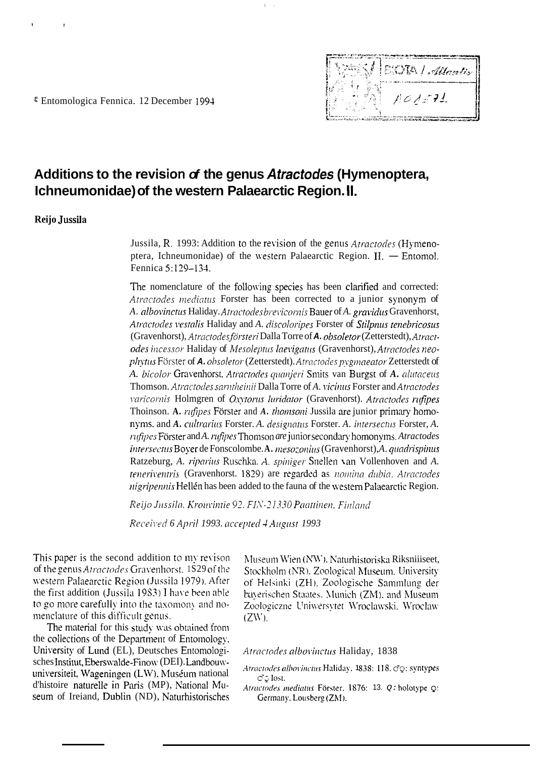© Entomologica Fennica. 12 December 1994

# Additions to the revision of the genus *Atractodes* (Hymenoptera, Ichneumonidae) of the western Palaearctic Region. II.

**Reijo Jussila**

Jussila, R. 1993: Addition to the revision of the genus *Atractodes* (Hymenoptera, Ichneumonidae) of the western Palaearctic Region. II. — Entomol. Fennica 5:129–134.

The nomenclature of the following species has been clarified and corrected: *Atractodes mediatus* Forster has been corrected to a junior synonym of *A. albovinctus* Haliday. *Atractodes brevicornis* Bauer of *A. gravidus* Gravenhorst, *Atractodes vestalis* Haliday and *A. discoloripes* Forster of *Stilpnus tenebricosus* (Gravenhorst), *Atractodes försteri* Dalla Torre of *A. obsoletor* (Zetterstedt), *Atractodes incessor* Haliday of *Mesoleptus laevigatus* (Gravenhorst), *Atractodes neophytus* Förster of *A. obsoletor* (Zetterstedt). *Atractodes pygmaeator* Zetterstedt of *A. bicolor* Gravenhorst. *Atractodes quanjeri* Smits van Burgst of *A. alutaceus* Thomson. *Atractodes samtheinii* Dalla Torre of *A. vicinus* Forster and *Atractodes varicornis* Holmgren of *Oxytorus luridator* (Gravenhorst). *Atractodes rufipes* Thoinson. *A. rufipes* Förster and *A. thomsoni* Jussila are junior primary homonyms. and *A. cultrarius* Forster. *A. designatus* Forster. *A. intersectus* Forster, *A. rufipes* Förster and *A. rufipes* Thomson are junior secondary homonyms. *Atractodes intersectus* Boyer de Fonscolombe. *A. mesozonius* (Gravenhorst), *A. quadrispinus* Ratzeburg, *A. riparius* Ruschka. *A. spiniger* Snellen van Vollenhoven and *A. teneriventris* (Gravenhorst. 1829) are regarded as *nomina dubia*. *Atractodes nigripennis* Hellén has been added to the fauna of the western Palaearctic Region.

*Reijo Jussila, Krouvintie 92. FIN-21330 Paattinen, Finland*

*Received 6 April 1993. accepted 4 August 1993*

This paper is the second addition to my revison of the genus *Atractodes* Gravenhorst. 1829 of the western Palaearctic Region (Jussila 1979). After the first addition (Jussila 1983) I have been able to go more carefully into the taxonomy and nomenclature of this difficult genus.

The material for this study was obtained from the collections of the Department of Entomology. University of Lund (EL), Deutsches Entomologisches Institut, Eberswalde-Finow (DEI). Landbouwuniversiteit, Wageningen (LW), Muséum national d'histoire naturelle in Paris (MP), National Museum of Ireland, Dublin (ND), Naturhistorisches Museum Wien (NW), Naturhistoriska Riksmuseet, Stockholm (NR). Zoological Museum. University of Helsinki (ZH). Zoologische Sammlung der bayerischen Staates. Munich (ZM). and Museum Zoologiczne Uniwersytet Wroclawski. Wroclaw (ZW).

### *Atractodes albovinctus* Haliday, 1838

*Atractodes albovinctus* Haliday. 1838: 118. ♂♀: syntypes ♂♀ lost.

*Atractodes mediatus* Förster. 1876: 13. ♀: holotype ♀: Germany. Lousberg (ZM).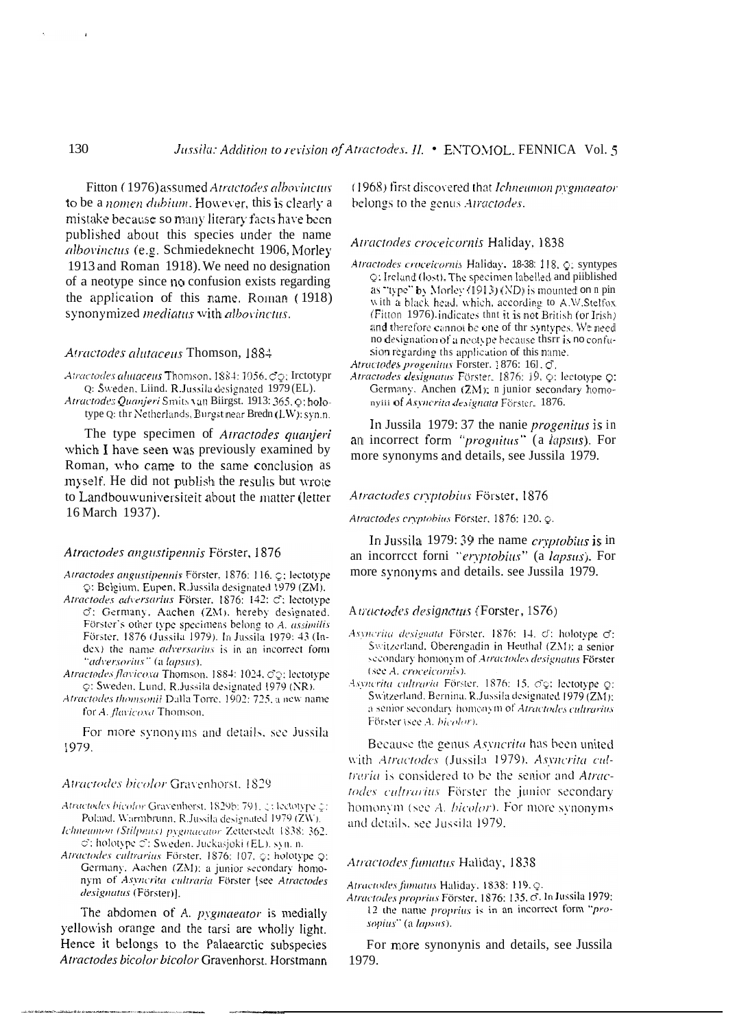Fitton (1976) assumed *Atractodes albovinctus* to be a *nomen dubium*. However, this is clearly a mistake because so many literary facts have been published about this species under the name *albovinctus* (e.g. Schmiedeknecht 1906, Morley 1913 and Roman 1918). We need no designation of a neotype since no confusion exists regarding the application of this name. Roman (1918) synonymized *mediatus* with *albovinctus*.

### *Atractodes alutaceus* Thomson, 1884

*Atractodes alutaceus* Thomson, 1884: 1056, ♂♀; lectotype ♀: Sweden, Lund, R.Jussila designated 1979 (EL).
*Atractodes Quanjeri* Smits van Bürgst, 1913: 365, ♀; holotype ♀: the Netherlands, Burgst near Breda (LW): syn.n.

The type specimen of *Atractodes quanjeri* which I have seen was previously examined by Roman, who came to the same conclusion as myself. He did not publish the results but wrote to Landbouwuniversiteit about the matter (letter 16 March 1937).

### *Atractodes angustipennis* Förster, 1876

*Atractodes angustipennis* Förster, 1876: 116, ♀; lectotype ♀: Belgium, Eupen, R.Jussila designated 1979 (ZM).
*Atractodes adversarius* Förster, 1876: 142, ♂; lectotype ♂: Germany, Aachen (ZM), hereby designated. Förster's other type specimens belong to *A. assimilis* Förster, 1876 (Jussila 1979). In Jussila 1979: 43 (Index) the name *adversarius* is in an incorrect form "*adversorius*" (a *lapsus*).
*Atractodes flavicoxa* Thomson, 1884: 1024, ♂♀; lectotype ♀: Sweden, Lund, R.Jussila designated 1979 (NR).
*Atractodes thomsonii* Dalla Torre, 1902: 725, a new name for *A. flavicoxa* Thomson.

For more synonyms and details, see Jussila 1979.

### *Atractodes bicolor* Gravenhorst, 1829

*Atractodes bicolor* Gravenhorst, 1829b: 791, ♀; lectotype ♀: Poland, Warmbrunn, R.Jussila designated 1979 (ZW).
*Ichneumon (Stilpnus) pygmaeator* Zetterstedt 1838: 362, ♂; holotype ♂: Sweden, Juckasjoki (EL), syn. n.
*Atractodes cultrarius* Förster, 1876: 107, ♀; holotype ♀: Germany, Aachen (ZM); a junior secondary homonym of *Asyncrita cultraria* Förster [see *Atractodes designatus* (Förster)].

The abdomen of *A. pygmaeator* is medially yellowish orange and the tarsi are wholly light. Hence it belongs to the Palaearctic subspecies *Atractodes bicolor bicolor* Gravenhorst. Horstmann (1968) first discovered that *Ichneumon pygmaeator* belongs to the genus *Atractodes*.

### *Atractodes croceicornis* Haliday, 1838

*Atractodes croceicornis* Haliday, 1838: 118, ♀; syntypes ♀: Ireland (lost). The specimen labelled and published as "type" by Morley (1913) (ND) is mounted on a pin with a black head, which, according to A.W.Stelfox (Fitton 1976), indicates that it is not British (or Irish) and therefore cannot be one of the syntypes. We need no designation of a neotype because there is no confusion regarding the application of this name.
*Atractodes progenitus* Forster, 1876: 161, ♂.
*Atractodes designatus* Förster, 1876: 19, ♀; lectotype ♀: Germany, Aachen (ZM); a junior secondary homonym of *Asyncrita designata* Förster, 1876.

In Jussila 1979: 37 the name *progenitus* is in an incorrect form "*prognitus*" (a *lapsus*). For more synonyms and details, see Jussila 1979.

### *Atractodes cryptobius* Förster, 1876

*Atractodes cryptobius* Förster, 1876: 120, ♀.

In Jussila 1979: 39 the name *cryptobius* is in an incorrect form "*eryptobius*" (a *lapsus*). For more synonyms and details, see Jussila 1979.

### *Atractodes designatus* (Forster, 1876)

*Asyncrita designata* Förster, 1876: 14, ♂; holotype ♂: Switzerland, Oberengadin in Heuthal (ZM); a senior secondary homonym of *Atractodes designatus* Förster (see *A. croceicornis*).
*Asyncrita cultraria* Förster, 1876: 15, ♂♀; lectotype ♀: Switzerland, Bernina, R.Jussila designated 1979 (ZM); a senior secondary homonym of *Atractodes cultrarius* Förster (see *A. bicolor*).

Because the genus *Asyncrita* has been united with *Atractodes* (Jussila 1979), *Asyncrita cultraria* is considered to be the senior and *Atractodes cultrarius* Förster the junior secondary homonym (see *A. bicolor*). For more synonyms and details, see Jussila 1979.

### *Atractodes fumatus* Haliday, 1838

*Atractodes fumatus* Haliday, 1838: 119, ♀.
*Atractodes proprius* Förster, 1876: 135, ♂. In Jussila 1979: 12 the name *proprius* is in an incorrect form "*prosopius*" (a *lapsus*).

For more synonyms and details, see Jussila 1979.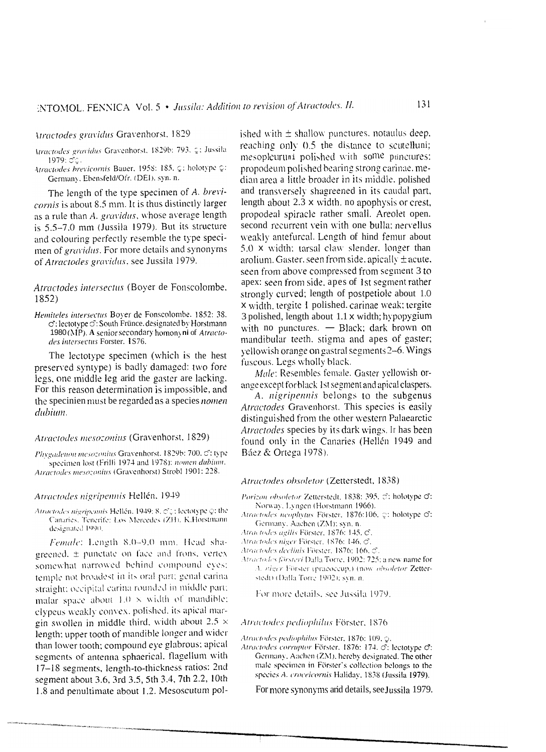### *Atractodes gravidus* Gravenhorst, 1829

*Atractodes gravidus* Gravenhorst, 1829b: 793, ♀; Jussila 1979: ♂♀.

*Atractodes brevicornis* Bauer, 1958: 185, ♀; holotype ♀: Germany, Ebensfeld/Ofr. (DEI), syn. n.

The length of the type specimen of *A. brevicornis* is about 8.5 mm. It is thus distinctly larger as a rule than *A. gravidus*, whose average length is 5.5–7.0 mm (Jussila 1979). But its structure and colouring perfectly resemble the type specimen of *gravidus*. For more details and synonyms of *Atractodes gravidus*, see Jussila 1979.

### *Atractodes intersectus* (Boyer de Fonscolombe, 1852)

*Hemiteles intersectus* Boyer de Fonscolombe, 1852: 38, ♂; lectotype ♂: South Frünce, designated by Horstmann 1980 (MP). A senior secondary homonyni of *Atractodes intersectus* Forster, 1876.

The lectotype specimen (which is the hest preserved syntype) is badly damaged: two fore legs, one middle leg arid the gaster are lacking. For this reason determination is impossible, and the specinien must be regarded as a species *nomen dubium*.

### *Atractodes mesozonius* (Gravenhorst, 1829)

*Phygadeuon mesozonius* Gravenhorst, 1829b: 700, ♂; type specimen lost (Frilli 1974 and 1978): *nomen dubium*.

*Atractodes mesozonius* (Gravenhorst) Strobl 1901: 228.

### *Atractodes nigripennis* Hellén, 1949

*Atractodes nigripennis* Hellén, 1949: 8, ♂♀; lectotype ♀: the Canaries, Tenerife: Los Mercedes (ZH), K.Horstmann designated 1990.

*Female*: Length 8.0–9.0 mm. Head shagreened, ± punctate on face and frons, vertex somewhat narrowed behind compound eyes; temple not broadest in its oral part; genal carina straight; occipital carina rounded in middle part; malar space about 1.0 × width of mandible; clypeus weakly convex, polished, its apical margin swollen in middle third, width about 2.5 × length; upper tooth of mandible longer and wider than lower tooth; compound eye glabrous; apical segments of antenna sphaerical, flagellum with 17–18 segments, length-to-thickness ratios: 2nd segment about 3.6, 3rd 3.5, 5th 3.4, 7th 2.2, 10th 1.8 and penultimate about 1.2. Mesoscutum polished with ± shallow punctures, notaulus deep, reaching only 0.5 the distance to scutellum; mesopleuruni polished with some punctures; propodeum polished bearing strong carinae, median area a little broader in its middle, polished and transversely shagreened in its caudal part, length about 2.3 × width, no apophysis or crest, propodeal spiracle rather small. Areolet open, second recurrent vein with one bulla; nervellus weakly antefurcal. Length of hind femur about 5.0 × width; tarsal claw slender, longer than arolium. Gaster, seen from side, apically ± acute, seen from above compressed from segment 3 to apex; seen from side, apes of 1st segment rather strongly curved; length of postpetiole about 1.0 × width, tergite 1 polished, carinae weak; tergite 3 polished, length about 1.1 × width; hypopygium with no punctures. — Black; dark brown on mandibular teeth, stigma and apes of gaster; yellowish orange on gastral segments 2–6. Wings fuscous. Legs wholly black.

*Male*: Resembles female. Gaster yellowish orange except for black 1st segment and apical claspers.

*A. nigripennis* belongs to the subgenus *Atractodes* Gravenhorst. This species is easily distinguished from the other western Palaearctic *Atractodes* species by its dark wings. Ir has been found only in the Canaries (Hellén 1949 and Báez & Ortega 1978).

### *Atractodes obsoletor* (Zetterstedt, 1838)

*Porizon obsoletor* Zetterstedt, 1838: 395, ♂; holotype ♂: Norway, Lyngen (Horstmann 1966).

*Atractodes neophytus* Förster, 1876:106, ♀; holotype ♂: Germany, Aachen (ZM); syn. n.

*Atractodes agilis* Förster, 1876: 145, ♂.

*Atractodes niger* Förster, 1876: 146, ♂.

*Atractodes declinis* Förster, 1876: 166, ♂.

*Atractodes foersteri* Dalla Torre, 1902: 725; a new name for *A. niger* Förster (praeoccup.) (now *obsoletor* Zetterstedt) (Dalla Torre 1902); syn. n.

For more details, see Jussila 1979.

### *Atractodes pediophilus* Förster, 1876

*Atractodes pediophilus* Förster, 1876: 109, ♀.

*Atractodes corruptor* Förster, 1876: 174, ♂; lectotype ♂: Germany, Aachen (ZM), hereby designated. The other male specimen in Förster's collection belongs to the species *A. croceicornis* Haliday, 1838 (Jussila 1979).

For more synonyms arid details, see Jussila 1979.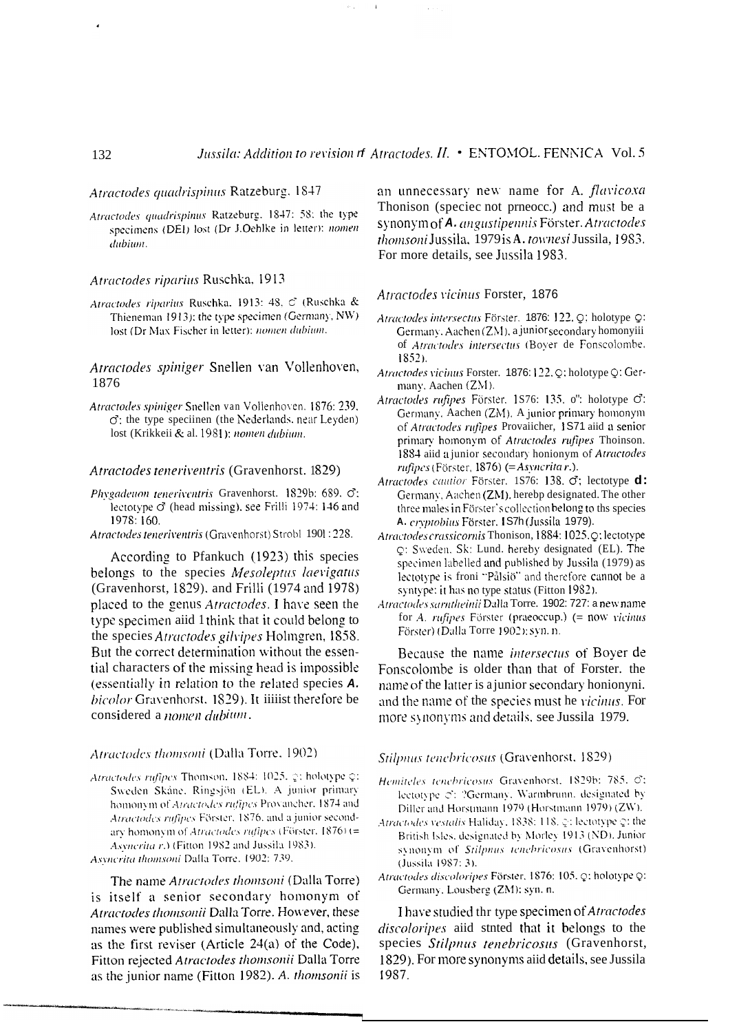### *Atractodes quadrispinus* Ratzeburg, 1847

*Atractodes quadrispinus* Ratzeburg, 1847: 58: the type specimens (DEI) lost (Dr J.Oehlke in letter): *nomen dubium*.

### *Atractodes riparius* Ruschka, 1913

*Atractodes riparius* Ruschka, 1913: 48, ♂ (Ruschka & Thieneman 1913): the type specimen (Germany, NW) lost (Dr Max Fischer in letter): *nomen dubium*.

### *Atractodes spiniger* Snellen van Vollenhoven, 1876

*Atractodes spiniger* Snellen van Vollenhoven, 1876: 239, ♂: the type speciinen (the Nederlands, near Leyden) lost (Krikkeii & al. 1981): *nomen dubium*.

### *Atractodes teneriventris* (Gravenhorst, 1829)

*Phygadeuon teneriventris* Gravenhorst, 1829b: 689, ♂: lectotype ♂ (head missing), see Frilli 1974: 146 and 1978: 160.

*Atractodes teneriventris* (Gravenhorst) Strobl 1901: 228.

According to Pfankuch (1923) this species belongs to the species *Mesoleptus laevigatus* (Gravenhorst, 1829), and Frilli (1974 and 1978) placed to the genus *Atractodes*. I have seen the type specimen aiid I think that it could belong to the species *Atractodes gilvipes* Holmgren, 1858. But the correct determination without the essential characters of the missing head is impossible (essentially in relation to the related species ***A.*** *bicolor* Gravenhorst, 1829). It iiiiist therefore be considered a *nomen dubium*.

### *Atractodes thomsoni* (Dalla Torre, 1902)

*Atractodes rufipes* Thomson, 1884: 1025, ♀: holotype ♀: Sweden Skåne, Ringsjön (EL). A junior primary homonym of *Atractodes rufipes* Provancher, 1874 and *Atractodes rufipes* Förster, 1876, and a junior secondary homonym of *Atractodes rufipes* (Förster, 1876) (= *Asyncrita r.*) (Fitton 1982 and Jussila 1983).

*Asyncrita thomsoni* Dalla Torre, 1902: 739.

The name *Atractodes thomsoni* (Dalla Torre) is itself a senior secondary homonym of *Atractodes thomsonii* Dalla Torre. However, these names were published simultaneously and, acting as the first reviser (Article 24(a) of the Code), Fitton rejected *Atractodes thomsonii* Dalla Torre as the junior name (Fitton 1982). *A. thomsonii* is an unnecessary new name for *A. flavicoxa* Thonison (speciec not prneocc.) and must be a synonym of ***A.*** *angustipennis* Förster. *Atractodes thomsoni* Jussila, 1979 is **A.** *townesi* Jussila, 1983. For more details, see Jussila 1983.

### *Atractodes vicinus* Forster, 1876

*Atractodes intersectus* Förster, 1876: 122, ♀: holotype ♀: Germany, Aachen (ZM), a junior secondary homonyiii of *Atractodes intersectus* (Boyer de Fonscolombe, 1852).

*Atractodes vicinus* Forster, 1876: 122, ♀: holotype ♀: Germany, Aachen (ZM).

*Atractodes rufipes* Förster, 1876: 135, ♂: holotype ♂: Germany, Aachen (ZM). A junior primary homonym of *Atractodes rufipes* Provaiicher, 1871 aiid a junior primary homonym of *Atractodes rufipes* Thoinson, 1884 aiid a junior secondary honionym of *Atractodes rufipes* (Förster, 1876) (= *Asyncrita r.*).

*Atractodes cautior* Förster, 1876: 138, ♂; lectotype **d:** Germany, Aachen (ZM), herebp designated. The other three males in Förster's collection belong to ths species **A.** *cryptobius* Förster, 1876 (Jussila 1979).

*Atractodes crassicornis* Thonison, 1884: 1025, ♀: lectotype ♀: Sweden, Sk: Lund, hereby designated (EL). The specimen labelled and published by Jussila (1979) as lectotype is froni "Pålsjö" and therefore cannot be a syntype: it has no type status (Fitton 1982).

*Atractodes sarntheinii* Dalla Torre, 1902: 727: a new name for *A. rufipes* Förster (praeoccup.) (= now *vicinus* Förster) (Dalla Torre 1902): syn. n.

Because the name *intersectus* of Boyer de Fonscolombe is older than that of Forster, the name of the latter is a junior secondary honionyni, and the name of the species must he *vicinus*. For more synonyms and details, see Jussila 1979.

### *Stilpnus tenebricosus* (Gravenhorst, 1829)

*Hemiteles tenebricosus* Gravenhorst, 1829b: 785, ♂: lectotype ♂: ?Germany, Warmbrunn, designated by Diller and Horstmann 1979 (Horstmann 1979) (ZW).

*Atractodes vestalis* Haliday, 1838: 118, ♀: lectotype ♀: the British Isles, designated by Morley 1913 (ND). Junior synonym of *Stilpnus tenebricosus* (Gravenhorst) (Jussila 1987: 3).

*Atractodes discoloripes* Förster, 1876: 105, ♀: holotype ♀: Germany, Lousberg (ZM): syn. n.

I have studied thr type specimen of *Atractodes discoloripes* aiid stnted that it belongs to the species *Stilpnus tenebricosus* (Gravenhorst, 1829). For more synonyms aiid details, see Jussila 1987.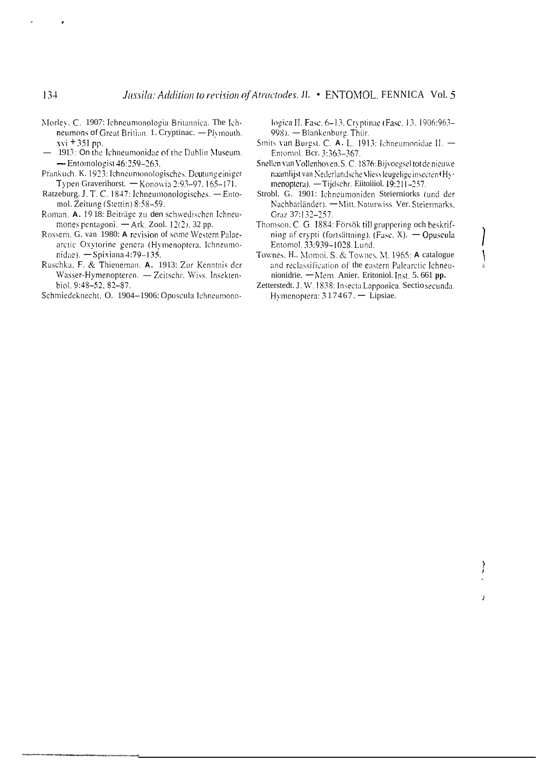Morley, C. 1907: Ichneumonologia Britannica. The Ichneumons of Great Britian. 1. Cryptinae. — Plymouth. xvi + 351 pp.

— 1913: On the Ichneumonidae of the Dublin Museum. — Entomologist 46:259–263.

Pfankuch, K. 1923: Ichneumonologisches. Deutung einiger Typen Graverihorst. — Konowia 2:93–97, 165–171.

Ratzeburg, J. T. C. 1847: Ichneumonologisches. — Entomol. Zeitung (Stettin) 8:58–59.

Roman, A. 1918: Beiträge zu den schwedischen Ichneumones pentagoni. — Ark. Zool. 12(2). 32 pp.

Rossem, G. van 1980: A revision of some Western Palaearctic Oxytorine genera (Hymenoptera, Ichneumonidae). — Spixiana 4:79–135.

Ruschka, F. & Thieneman, A. 1913: Zur Kenntnis der Wasser-Hymenopteren. — Zeitschr. Wiss. Insektenbiol. 9:48–52, 82–87.

Schmiedeknecht, O. 1904–1906: Opuscula Ichneumonologica II. Fasc. 6–13. Cryptinae (Fasc. 13. 1906:963–998). — Blankenburg. Thür.

Smits van Burgst, C. A. L. 1913: Ichneumonidae II. — Entomol. Ber. 3:363–367.

Snellen van Vollenhoven, S. C. 1876: Bijvoegsel tot de nieuwe naamlijst van Nederlandsche vliesvleugelige insecten (Hymenoptera). — Tijdschr. Eiitoiiiol. 19:211–257.

Strobl, G. 1901: Ichneumoniden Steierniorks (und der Nachbarländer). — Mitt. Naturwiss. Ver. Steiermarks, Graz 37:132–257.

Thomson, C. G. 1884: Försök till gruppering och beskrifning af crypti (fortsättning). (Fasc. X). — Opuscula Entomol. 33:939–1028. Lund.

Townes, H., Momoi, S. & Townes, M. 1965: A catalogue and reclassification of the eastern Palearctic Ichneunionidrie. — Mem. Anier. Eritoniol. Inst. 5. 661 pp.

Zetterstedt, J. W. 1838: Insecta Lapponica. Sectio secunda. Hymenoptera: 317467. — Lipsiae.